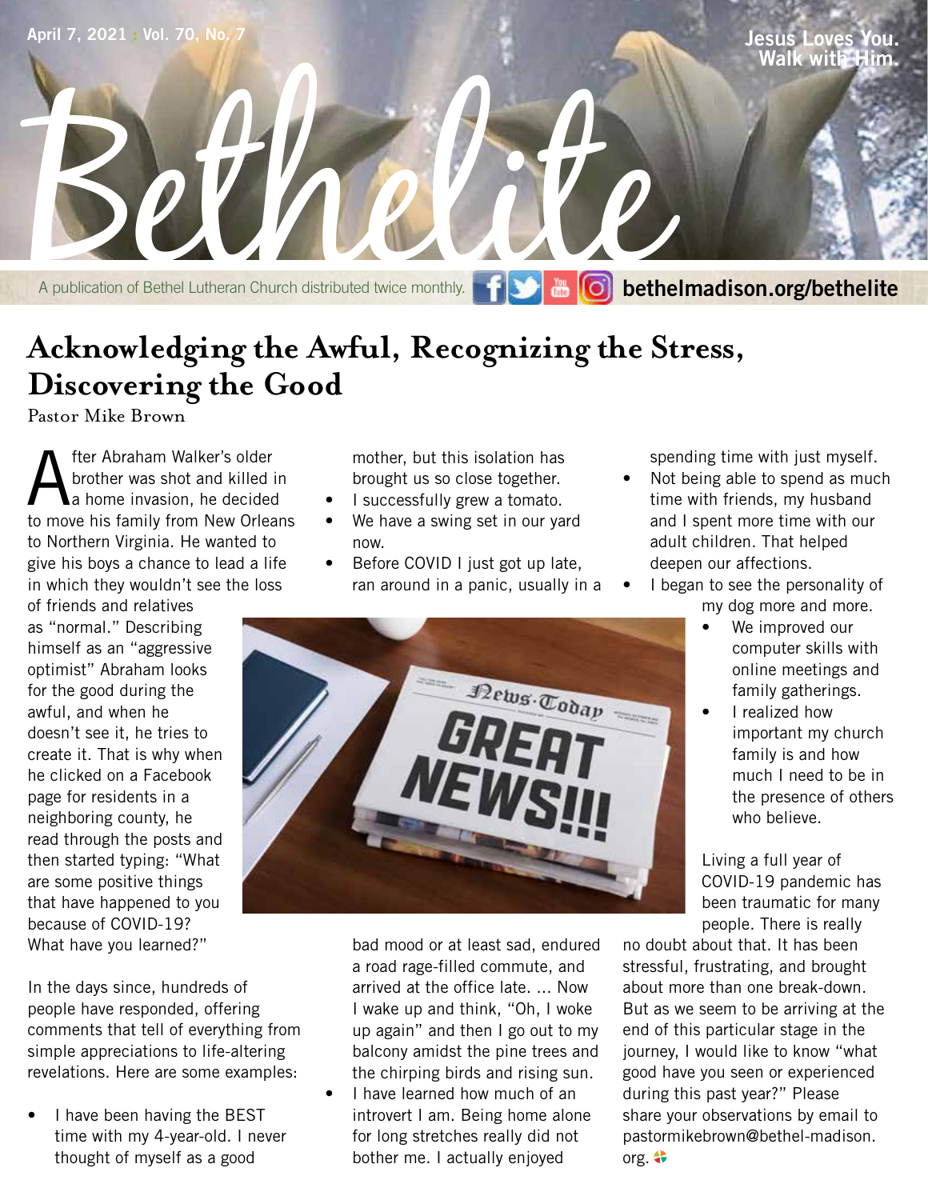April 7, 2021 : Vol. 70, No. 7

Jesus Loves You. Walk with Him.

# Bethelite

A publication of Bethel Lutheran Church distributed twice monthly. bethelmadison.org/bethelite

## Acknowledging the Awful, Recognizing the Stress, Discovering the Good

Pastor Mike Brown

After Abraham Walker's older brother was shot and killed in a home invasion, he decided to move his family from New Orleans to Northern Virginia. He wanted to give his boys a chance to lead a life in which they wouldn't see the loss of friends and relatives as "normal." Describing himself as an "aggressive optimist" Abraham looks for the good during the awful, and when he doesn't see it, he tries to create it. That is why when he clicked on a Facebook page for residents in a neighboring county, he read through the posts and then started typing: "What are some positive things that have happened to you because of COVID-19? What have you learned?"

In the days since, hundreds of people have responded, offering comments that tell of everything from simple appreciations to life-altering revelations. Here are some examples:

- I have been having the BEST time with my 4-year-old. I never thought of myself as a good mother, but this isolation has brought us so close together.
- I successfully grew a tomato.
- We have a swing set in our yard now.
- Before COVID I just got up late, ran around in a panic, usually in a bad mood or at least sad, endured a road rage-filled commute, and arrived at the office late. ... Now I wake up and think, "Oh, I woke up again" and then I go out to my balcony amidst the pine trees and the chirping birds and rising sun.
- I have learned how much of an introvert I am. Being home alone for long stretches really did not bother me. I actually enjoyed spending time with just myself.
- Not being able to spend as much time with friends, my husband and I spent more time with our adult children. That helped deepen our affections.
- I began to see the personality of my dog more and more.
- We improved our computer skills with online meetings and family gatherings.
- I realized how important my church family is and how much I need to be in the presence of others who believe.

Living a full year of COVID-19 pandemic has been traumatic for many people. There is really no doubt about that. It has been stressful, frustrating, and brought about more than one break-down. But as we seem to be arriving at the end of this particular stage in the journey, I would like to know "what good have you seen or experienced during this past year?" Please share your observations by email to pastormikebrown@bethel-madison.org.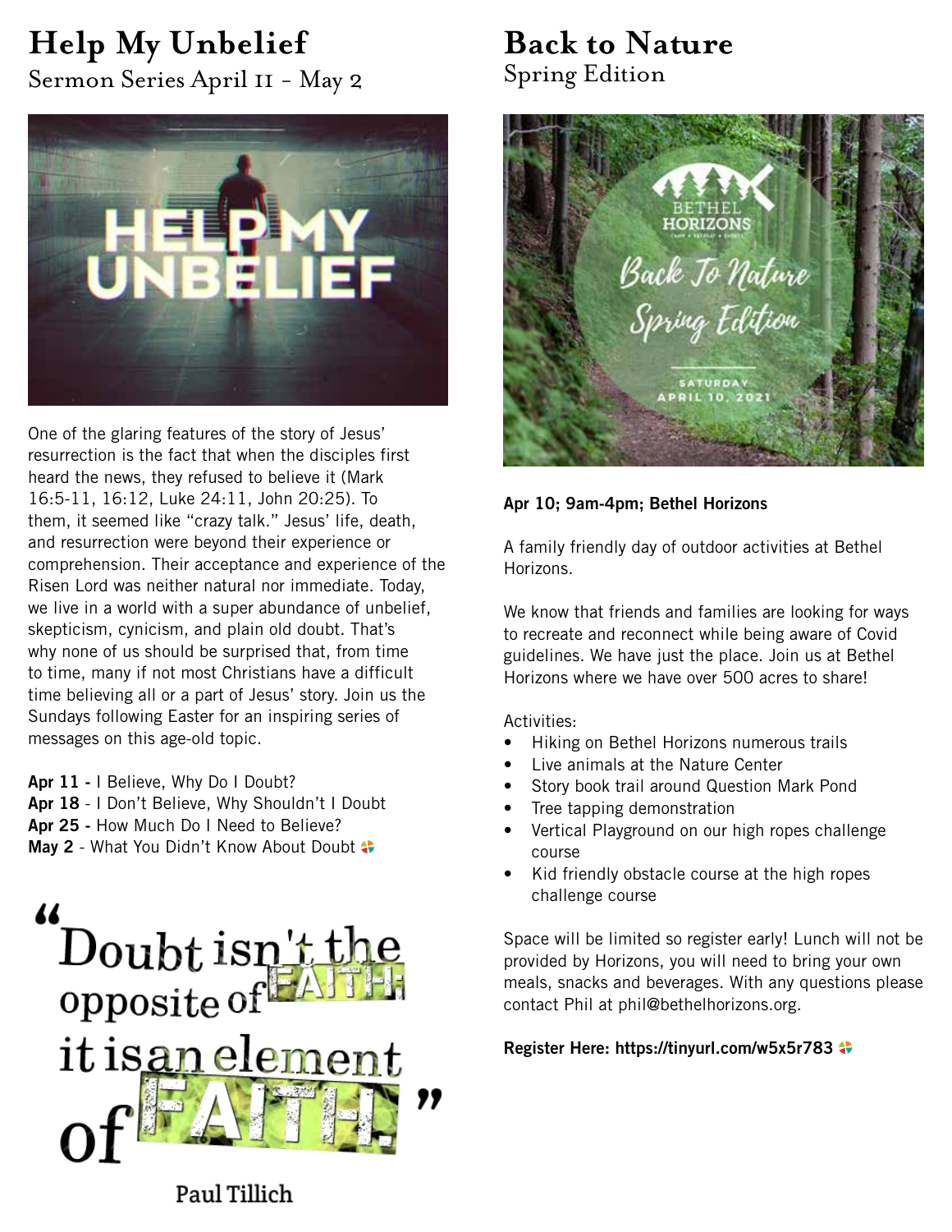# Help My Unbelief

Sermon Series April 11 - May 2

One of the glaring features of the story of Jesus' resurrection is the fact that when the disciples first heard the news, they refused to believe it (Mark 16:5-11, 16:12, Luke 24:11, John 20:25). To them, it seemed like "crazy talk." Jesus' life, death, and resurrection were beyond their experience or comprehension. Their acceptance and experience of the Risen Lord was neither natural nor immediate. Today, we live in a world with a super abundance of unbelief, skepticism, cynicism, and plain old doubt. That's why none of us should be surprised that, from time to time, many if not most Christians have a difficult time believing all or a part of Jesus' story. Join us the Sundays following Easter for an inspiring series of messages on this age-old topic.

**Apr 11** - I Believe, Why Do I Doubt?
**Apr 18** - I Don't Believe, Why Shouldn't I Doubt
**Apr 25** - How Much Do I Need to Believe?
**May 2** - What You Didn't Know About Doubt

"Doubt isn't the opposite of FAITH; it is an element of FAITH."

Paul Tillich

# Back to Nature

Spring Edition

**Apr 10; 9am-4pm; Bethel Horizons**

A family friendly day of outdoor activities at Bethel Horizons.

We know that friends and families are looking for ways to recreate and reconnect while being aware of Covid guidelines. We have just the place. Join us at Bethel Horizons where we have over 500 acres to share!

Activities:

- Hiking on Bethel Horizons numerous trails
- Live animals at the Nature Center
- Story book trail around Question Mark Pond
- Tree tapping demonstration
- Vertical Playground on our high ropes challenge course
- Kid friendly obstacle course at the high ropes challenge course

Space will be limited so register early! Lunch will not be provided by Horizons, you will need to bring your own meals, snacks and beverages. With any questions please contact Phil at phil@bethelhorizons.org.

**Register Here: https://tinyurl.com/w5x5r783**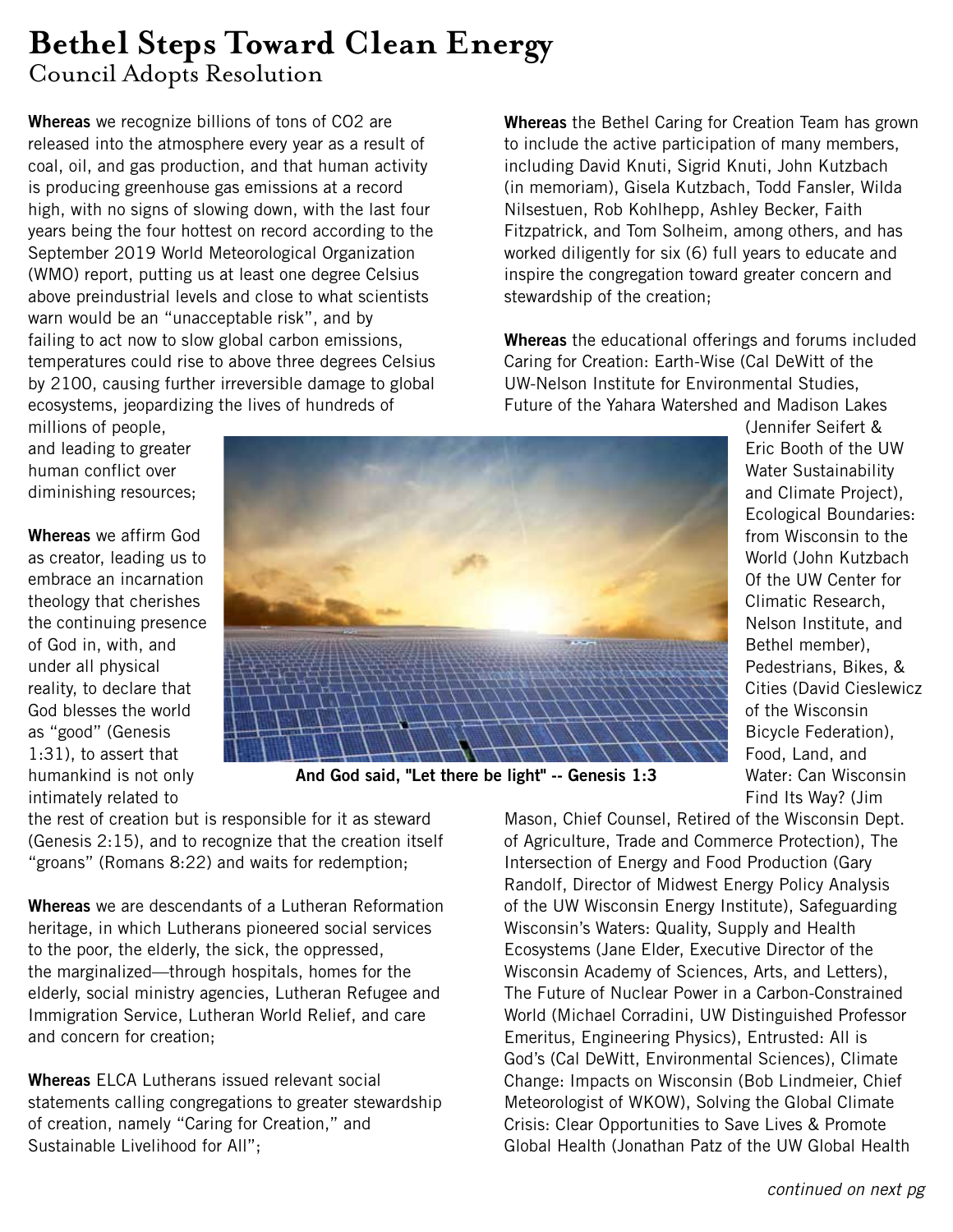# Bethel Steps Toward Clean Energy

## Council Adopts Resolution

**Whereas** we recognize billions of tons of $CO_2$ are released into the atmosphere every year as a result of coal, oil, and gas production, and that human activity is producing greenhouse gas emissions at a record high, with no signs of slowing down, with the last four years being the four hottest on record according to the September 2019 World Meteorological Organization (WMO) report, putting us at least one degree Celsius above preindustrial levels and close to what scientists warn would be an "unacceptable risk", and by failing to act now to slow global carbon emissions, temperatures could rise to above three degrees Celsius by 2100, causing further irreversible damage to global ecosystems, jeopardizing the lives of hundreds of millions of people, and leading to greater human conflict over diminishing resources;

**Whereas** we affirm God as creator, leading us to embrace an incarnation theology that cherishes the continuing presence of God in, with, and under all physical reality, to declare that God blesses the world as "good" (Genesis 1:31), to assert that humankind is not only intimately related to the rest of creation but is responsible for it as steward (Genesis 2:15), and to recognize that the creation itself "groans" (Romans 8:22) and waits for redemption;

**Whereas** we are descendants of a Lutheran Reformation heritage, in which Lutherans pioneered social services to the poor, the elderly, the sick, the oppressed, the marginalized—through hospitals, homes for the elderly, social ministry agencies, Lutheran Refugee and Immigration Service, Lutheran World Relief, and care and concern for creation;

**Whereas** ELCA Lutherans issued relevant social statements calling congregations to greater stewardship of creation, namely "Caring for Creation," and Sustainable Livelihood for All";

**Whereas** the Bethel Caring for Creation Team has grown to include the active participation of many members, including David Knuti, Sigrid Knuti, John Kutzbach (in memoriam), Gisela Kutzbach, Todd Fansler, Wilda Nilsestuen, Rob Kohlhepp, Ashley Becker, Faith Fitzpatrick, and Tom Solheim, among others, and has worked diligently for six (6) full years to educate and inspire the congregation toward greater concern and stewardship of the creation;

**Whereas** the educational offerings and forums included Caring for Creation: Earth-Wise (Cal DeWitt of the UW-Nelson Institute for Environmental Studies, Future of the Yahara Watershed and Madison Lakes (Jennifer Seifert & Eric Booth of the UW Water Sustainability and Climate Project), Ecological Boundaries: from Wisconsin to the World (John Kutzbach Of the UW Center for Climatic Research, Nelson Institute, and Bethel member), Pedestrians, Bikes, & Cities (David Cieslewicz of the Wisconsin Bicycle Federation), Food, Land, and Water: Can Wisconsin Find Its Way? (Jim Mason, Chief Counsel, Retired of the Wisconsin Dept. of Agriculture, Trade and Commerce Protection), The Intersection of Energy and Food Production (Gary Randolf, Director of Midwest Energy Policy Analysis of the UW Wisconsin Energy Institute), Safeguarding Wisconsin's Waters: Quality, Supply and Health Ecosystems (Jane Elder, Executive Director of the Wisconsin Academy of Sciences, Arts, and Letters), The Future of Nuclear Power in a Carbon-Constrained World (Michael Corradini, UW Distinguished Professor Emeritus, Engineering Physics), Entrusted: All is God's (Cal DeWitt, Environmental Sciences), Climate Change: Impacts on Wisconsin (Bob Lindmeier, Chief Meteorologist of WKOW), Solving the Global Climate Crisis: Clear Opportunities to Save Lives & Promote Global Health (Jonathan Patz of the UW Global Health

**And God said, "Let there be light" -- Genesis 1:3**

*continued on next pg*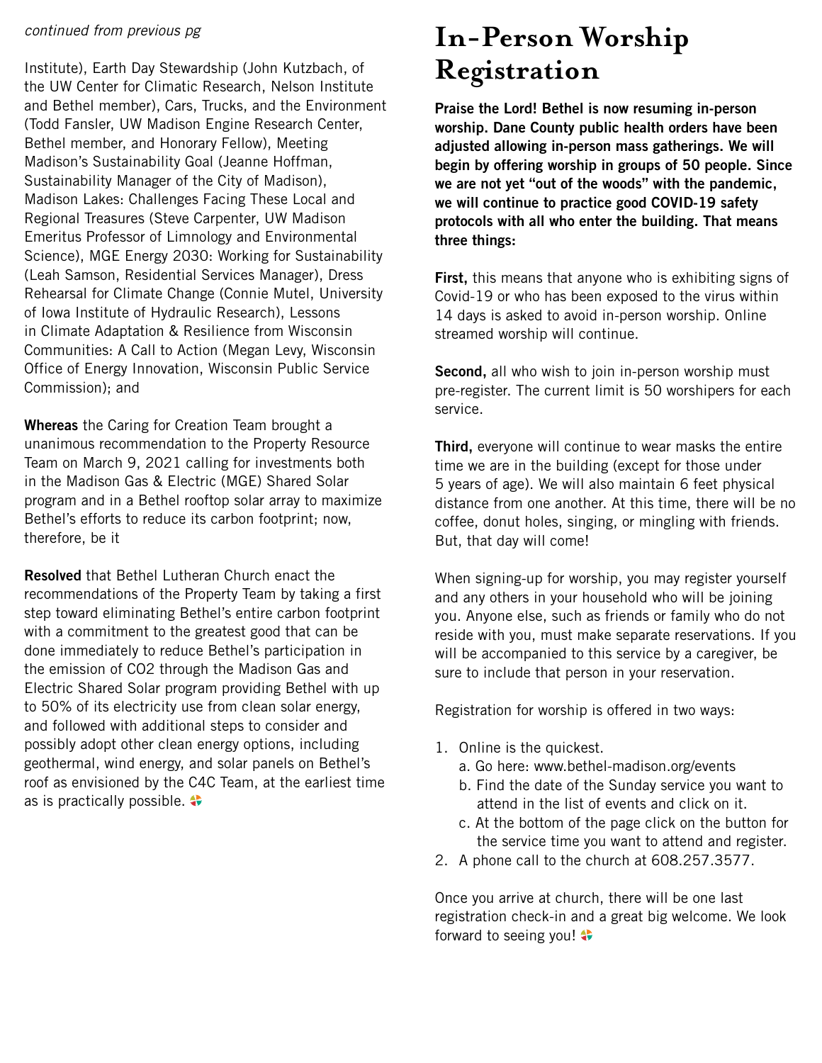*continued from previous pg*

Institute), Earth Day Stewardship (John Kutzbach, of the UW Center for Climatic Research, Nelson Institute and Bethel member), Cars, Trucks, and the Environment (Todd Fansler, UW Madison Engine Research Center, Bethel member, and Honorary Fellow), Meeting Madison's Sustainability Goal (Jeanne Hoffman, Sustainability Manager of the City of Madison), Madison Lakes: Challenges Facing These Local and Regional Treasures (Steve Carpenter, UW Madison Emeritus Professor of Limnology and Environmental Science), MGE Energy 2030: Working for Sustainability (Leah Samson, Residential Services Manager), Dress Rehearsal for Climate Change (Connie Mutel, University of Iowa Institute of Hydraulic Research), Lessons in Climate Adaptation & Resilience from Wisconsin Communities: A Call to Action (Megan Levy, Wisconsin Office of Energy Innovation, Wisconsin Public Service Commission); and

**Whereas** the Caring for Creation Team brought a unanimous recommendation to the Property Resource Team on March 9, 2021 calling for investments both in the Madison Gas & Electric (MGE) Shared Solar program and in a Bethel rooftop solar array to maximize Bethel's efforts to reduce its carbon footprint; now, therefore, be it

**Resolved** that Bethel Lutheran Church enact the recommendations of the Property Team by taking a first step toward eliminating Bethel's entire carbon footprint with a commitment to the greatest good that can be done immediately to reduce Bethel's participation in the emission of $CO_2$ through the Madison Gas and Electric Shared Solar program providing Bethel with up to 50% of its electricity use from clean solar energy, and followed with additional steps to consider and possibly adopt other clean energy options, including geothermal, wind energy, and solar panels on Bethel's roof as envisioned by the C4C Team, at the earliest time as is practically possible.

# In-Person Worship Registration

**Praise the Lord! Bethel is now resuming in-person worship. Dane County public health orders have been adjusted allowing in-person mass gatherings. We will begin by offering worship in groups of 50 people. Since we are not yet "out of the woods" with the pandemic, we will continue to practice good COVID-19 safety protocols with all who enter the building. That means three things:**

**First,** this means that anyone who is exhibiting signs of Covid-19 or who has been exposed to the virus within 14 days is asked to avoid in-person worship. Online streamed worship will continue.

**Second,** all who wish to join in-person worship must pre-register. The current limit is 50 worshipers for each service.

**Third,** everyone will continue to wear masks the entire time we are in the building (except for those under 5 years of age). We will also maintain 6 feet physical distance from one another. At this time, there will be no coffee, donut holes, singing, or mingling with friends. But, that day will come!

When signing-up for worship, you may register yourself and any others in your household who will be joining you. Anyone else, such as friends or family who do not reside with you, must make separate reservations. If you will be accompanied to this service by a caregiver, be sure to include that person in your reservation.

Registration for worship is offered in two ways:

1. Online is the quickest.
   a. Go here: www.bethel-madison.org/events
   b. Find the date of the Sunday service you want to attend in the list of events and click on it.
   c. At the bottom of the page click on the button for the service time you want to attend and register.
2. A phone call to the church at 608.257.3577.

Once you arrive at church, there will be one last registration check-in and a great big welcome. We look forward to seeing you!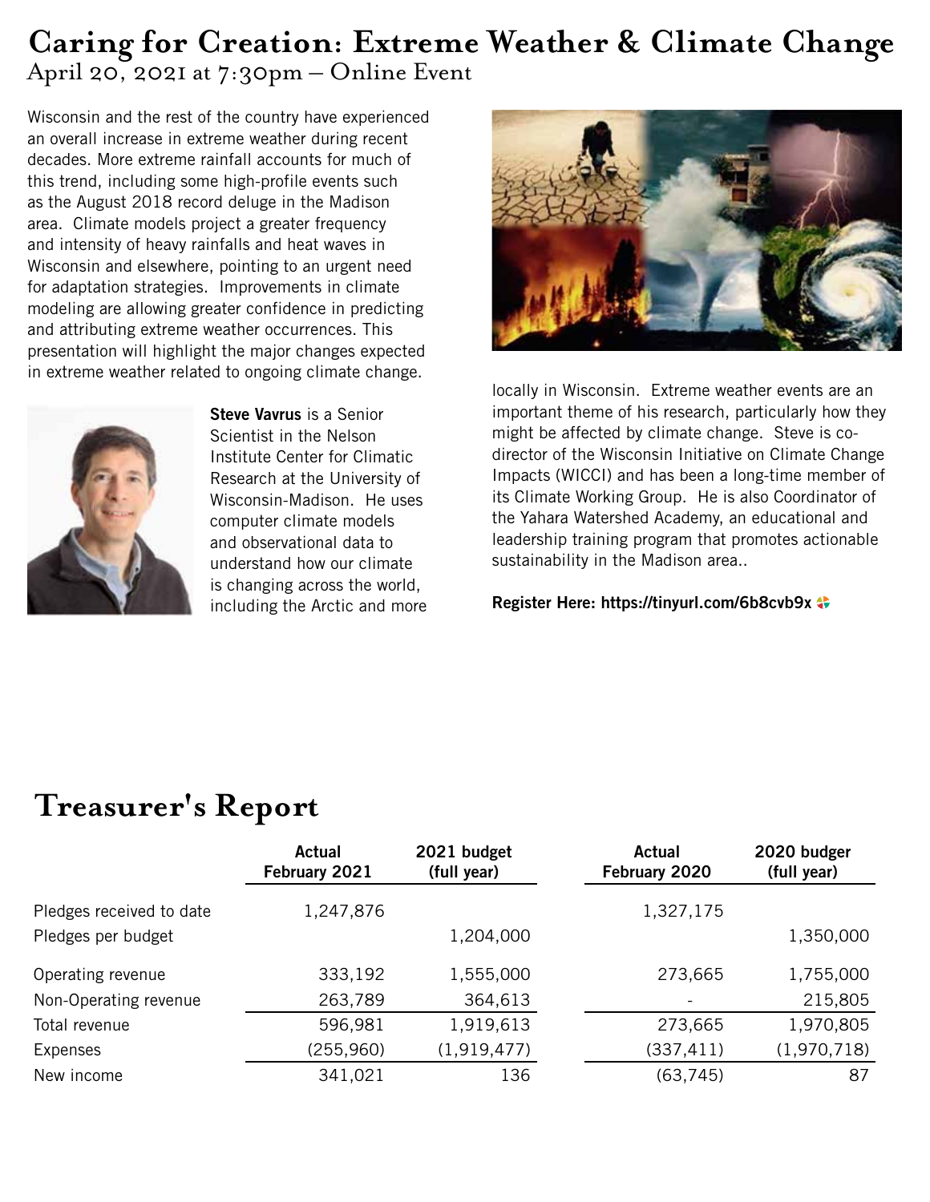# Caring for Creation: Extreme Weather & Climate Change

April 20, 2021 at 7:30pm – Online Event

Wisconsin and the rest of the country have experienced an overall increase in extreme weather during recent decades. More extreme rainfall accounts for much of this trend, including some high-profile events such as the August 2018 record deluge in the Madison area. Climate models project a greater frequency and intensity of heavy rainfalls and heat waves in Wisconsin and elsewhere, pointing to an urgent need for adaptation strategies. Improvements in climate modeling are allowing greater confidence in predicting and attributing extreme weather occurrences. This presentation will highlight the major changes expected in extreme weather related to ongoing climate change.

**Steve Vavrus** is a Senior Scientist in the Nelson Institute Center for Climatic Research at the University of Wisconsin-Madison. He uses computer climate models and observational data to understand how our climate is changing across the world, including the Arctic and more locally in Wisconsin. Extreme weather events are an important theme of his research, particularly how they might be affected by climate change. Steve is co-director of the Wisconsin Initiative on Climate Change Impacts (WICCI) and has been a long-time member of its Climate Working Group. He is also Coordinator of the Yahara Watershed Academy, an educational and leadership training program that promotes actionable sustainability in the Madison area..

**Register Here: https://tinyurl.com/6b8cvb9x**

# Treasurer's Report

| | Actual February 2021 | 2021 budget (full year) | Actual February 2020 | 2020 budger (full year) |
|---|---|---|---|---|
| Pledges received to date | 1,247,876 | | 1,327,175 | |
| Pledges per budget | | 1,204,000 | | 1,350,000 |
| Operating revenue | 333,192 | 1,555,000 | 273,665 | 1,755,000 |
| Non-Operating revenue | 263,789 | 364,613 | - | 215,805 |
| Total revenue | 596,981 | 1,919,613 | 273,665 | 1,970,805 |
| Expenses | (255,960) | (1,919,477) | (337,411) | (1,970,718) |
| New income | 341,021 | 136 | (63,745) | 87 |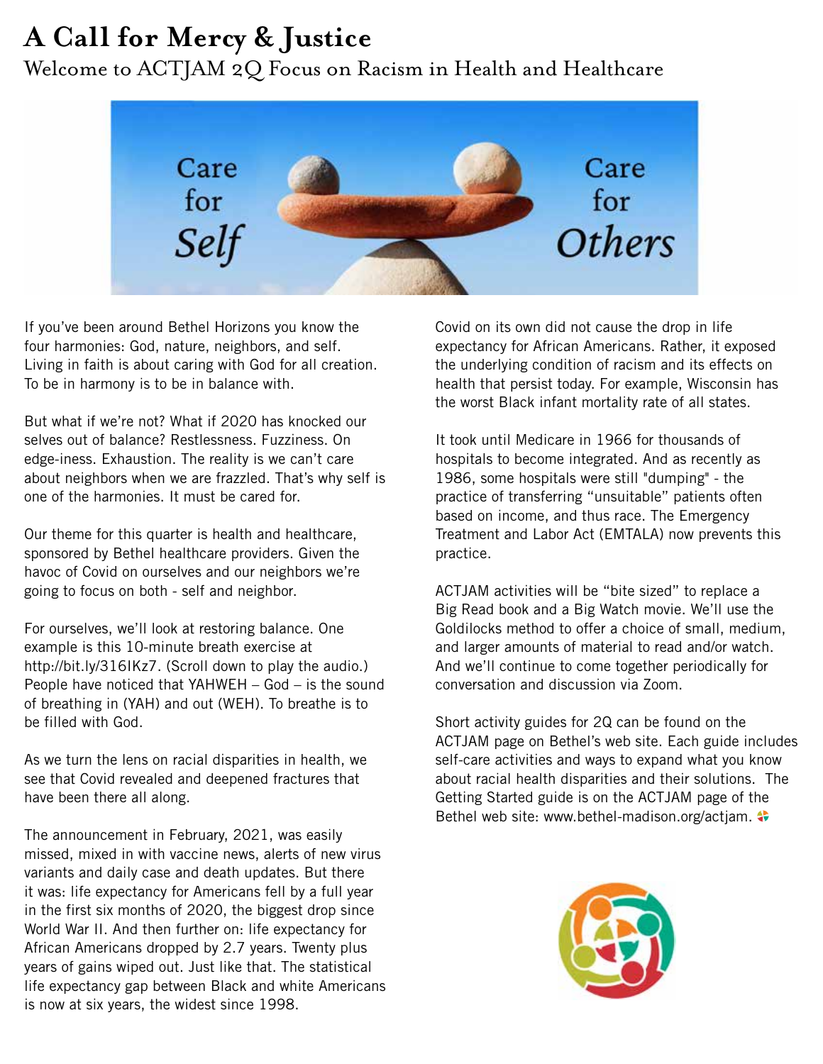# A Call for Mercy & Justice

## Welcome to ACTJAM 2Q Focus on Racism in Health and Healthcare

If you've been around Bethel Horizons you know the four harmonies: God, nature, neighbors, and self. Living in faith is about caring with God for all creation. To be in harmony is to be in balance with.

But what if we're not? What if 2020 has knocked our selves out of balance? Restlessness. Fuzziness. On edge-iness. Exhaustion. The reality is we can't care about neighbors when we are frazzled. That's why self is one of the harmonies. It must be cared for.

Our theme for this quarter is health and healthcare, sponsored by Bethel healthcare providers. Given the havoc of Covid on ourselves and our neighbors we're going to focus on both - self and neighbor.

For ourselves, we'll look at restoring balance. One example is this 10-minute breath exercise at http://bit.ly/316IKz7. (Scroll down to play the audio.) People have noticed that YAHWEH – God – is the sound of breathing in (YAH) and out (WEH). To breathe is to be filled with God.

As we turn the lens on racial disparities in health, we see that Covid revealed and deepened fractures that have been there all along.

The announcement in February, 2021, was easily missed, mixed in with vaccine news, alerts of new virus variants and daily case and death updates. But there it was: life expectancy for Americans fell by a full year in the first six months of 2020, the biggest drop since World War II. And then further on: life expectancy for African Americans dropped by 2.7 years. Twenty plus years of gains wiped out. Just like that. The statistical life expectancy gap between Black and white Americans is now at six years, the widest since 1998.

Covid on its own did not cause the drop in life expectancy for African Americans. Rather, it exposed the underlying condition of racism and its effects on health that persist today. For example, Wisconsin has the worst Black infant mortality rate of all states.

It took until Medicare in 1966 for thousands of hospitals to become integrated. And as recently as 1986, some hospitals were still "dumping" - the practice of transferring "unsuitable" patients often based on income, and thus race. The Emergency Treatment and Labor Act (EMTALA) now prevents this practice.

ACTJAM activities will be "bite sized" to replace a Big Read book and a Big Watch movie. We'll use the Goldilocks method to offer a choice of small, medium, and larger amounts of material to read and/or watch. And we'll continue to come together periodically for conversation and discussion via Zoom.

Short activity guides for 2Q can be found on the ACTJAM page on Bethel's web site. Each guide includes self-care activities and ways to expand what you know about racial health disparities and their solutions. The Getting Started guide is on the ACTJAM page of the Bethel web site: www.bethel-madison.org/actjam.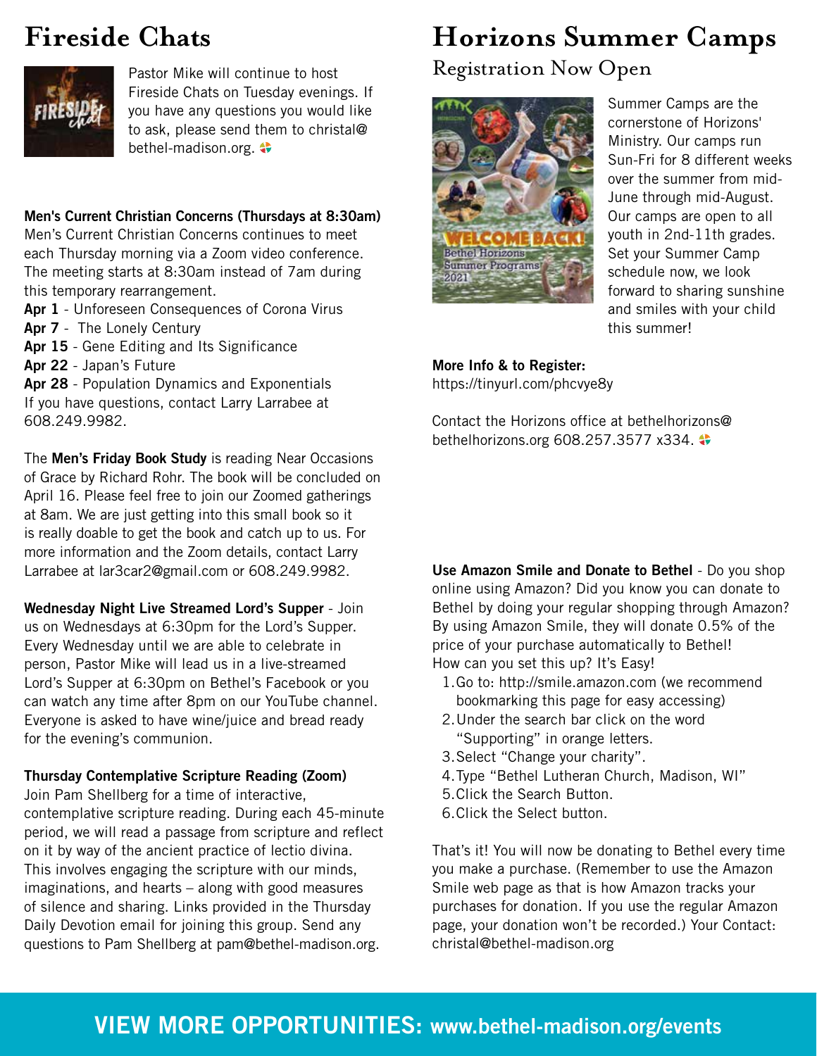# Fireside Chats

Pastor Mike will continue to host Fireside Chats on Tuesday evenings. If you have any questions you would like to ask, please send them to christal@bethel-madison.org.

**Men's Current Christian Concerns (Thursdays at 8:30am)**
Men's Current Christian Concerns continues to meet each Thursday morning via a Zoom video conference. The meeting starts at 8:30am instead of 7am during this temporary rearrangement.

**Apr 1** - Unforeseen Consequences of Corona Virus
**Apr 7** - The Lonely Century
**Apr 15** - Gene Editing and Its Significance
**Apr 22** - Japan's Future
**Apr 28** - Population Dynamics and Exponentials

If you have questions, contact Larry Larrabee at 608.249.9982.

The **Men's Friday Book Study** is reading Near Occasions of Grace by Richard Rohr. The book will be concluded on April 16. Please feel free to join our Zoomed gatherings at 8am. We are just getting into this small book so it is really doable to get the book and catch up to us. For more information and the Zoom details, contact Larry Larrabee at lar3car2@gmail.com or 608.249.9982.

**Wednesday Night Live Streamed Lord's Supper** - Join us on Wednesdays at 6:30pm for the Lord's Supper. Every Wednesday until we are able to celebrate in person, Pastor Mike will lead us in a live-streamed Lord's Supper at 6:30pm on Bethel's Facebook or you can watch any time after 8pm on our YouTube channel. Everyone is asked to have wine/juice and bread ready for the evening's communion.

**Thursday Contemplative Scripture Reading (Zoom)**
Join Pam Shellberg for a time of interactive, contemplative scripture reading. During each 45-minute period, we will read a passage from scripture and reflect on it by way of the ancient practice of lectio divina. This involves engaging the scripture with our minds, imaginations, and hearts – along with good measures of silence and sharing. Links provided in the Thursday Daily Devotion email for joining this group. Send any questions to Pam Shellberg at pam@bethel-madison.org.

# Horizons Summer Camps

## Registration Now Open

Summer Camps are the cornerstone of Horizons' Ministry. Our camps run Sun-Fri for 8 different weeks over the summer from mid-June through mid-August. Our camps are open to all youth in 2nd-11th grades. Set your Summer Camp schedule now, we look forward to sharing sunshine and smiles with your child this summer!

**More Info & to Register:**
https://tinyurl.com/phcvye8y

Contact the Horizons office at bethelhorizons@bethelhorizons.org 608.257.3577 x334.

**Use Amazon Smile and Donate to Bethel** - Do you shop online using Amazon? Did you know you can donate to Bethel by doing your regular shopping through Amazon? By using Amazon Smile, they will donate 0.5% of the price of your purchase automatically to Bethel! How can you set this up? It's Easy!

1. Go to: http://smile.amazon.com (we recommend bookmarking this page for easy accessing)
2. Under the search bar click on the word "Supporting" in orange letters.
3. Select "Change your charity".
4. Type "Bethel Lutheran Church, Madison, WI"
5. Click the Search Button.
6. Click the Select button.

That's it! You will now be donating to Bethel every time you make a purchase. (Remember to use the Amazon Smile web page as that is how Amazon tracks your purchases for donation. If you use the regular Amazon page, your donation won't be recorded.) Your Contact: christal@bethel-madison.org

**VIEW MORE OPPORTUNITIES: www.bethel-madison.org/events**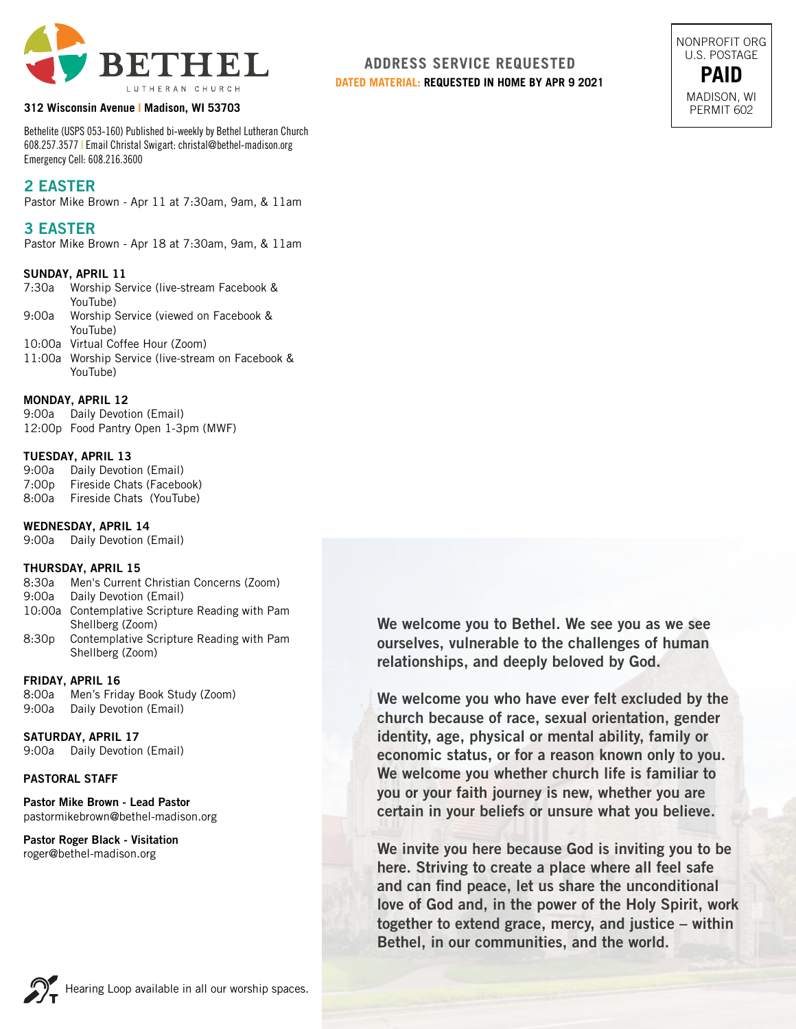# BETHEL

LUTHERAN CHURCH

**312 Wisconsin Avenue | Madison, WI 53703**

Bethelite (USPS 053-160) Published bi-weekly by Bethel Lutheran Church
608.257.3577 | Email Christal Swigart: christal@bethel-madison.org
Emergency Cell: 608.216.3600

**ADDRESS SERVICE REQUESTED**

**DATED MATERIAL: REQUESTED IN HOME BY APR 9 2021**

NONPROFIT ORG
U.S. POSTAGE
**PAID**
MADISON, WI
PERMIT 602

## 2 EASTER

Pastor Mike Brown - Apr 11 at 7:30am, 9am, & 11am

## 3 EASTER

Pastor Mike Brown - Apr 18 at 7:30am, 9am, & 11am

**SUNDAY, APRIL 11**

- 7:30a Worship Service (live-stream Facebook & YouTube)
- 9:00a Worship Service (viewed on Facebook & YouTube)
- 10:00a Virtual Coffee Hour (Zoom)
- 11:00a Worship Service (live-stream on Facebook & YouTube)

**MONDAY, APRIL 12**

- 9:00a Daily Devotion (Email)
- 12:00p Food Pantry Open 1-3pm (MWF)

**TUESDAY, APRIL 13**

- 9:00a Daily Devotion (Email)
- 7:00p Fireside Chats (Facebook)
- 8:00a Fireside Chats (YouTube)

**WEDNESDAY, APRIL 14**

- 9:00a Daily Devotion (Email)

**THURSDAY, APRIL 15**

- 8:30a Men's Current Christian Concerns (Zoom)
- 9:00a Daily Devotion (Email)
- 10:00a Contemplative Scripture Reading with Pam Shellberg (Zoom)
- 8:30p Contemplative Scripture Reading with Pam Shellberg (Zoom)

**FRIDAY, APRIL 16**

- 8:00a Men's Friday Book Study (Zoom)
- 9:00a Daily Devotion (Email)

**SATURDAY, APRIL 17**

- 9:00a Daily Devotion (Email)

**PASTORAL STAFF**

**Pastor Mike Brown - Lead Pastor**
pastormikebrown@bethel-madison.org

**Pastor Roger Black - Visitation**
roger@bethel-madison.org

Hearing Loop available in all our worship spaces.

**We welcome you to Bethel. We see you as we see ourselves, vulnerable to the challenges of human relationships, and deeply beloved by God.**

**We welcome you who have ever felt excluded by the church because of race, sexual orientation, gender identity, age, physical or mental ability, family or economic status, or for a reason known only to you. We welcome you whether church life is familiar to you or your faith journey is new, whether you are certain in your beliefs or unsure what you believe.**

**We invite you here because God is inviting you to be here. Striving to create a place where all feel safe and can find peace, let us share the unconditional love of God and, in the power of the Holy Spirit, work together to extend grace, mercy, and justice – within Bethel, in our communities, and the world.**